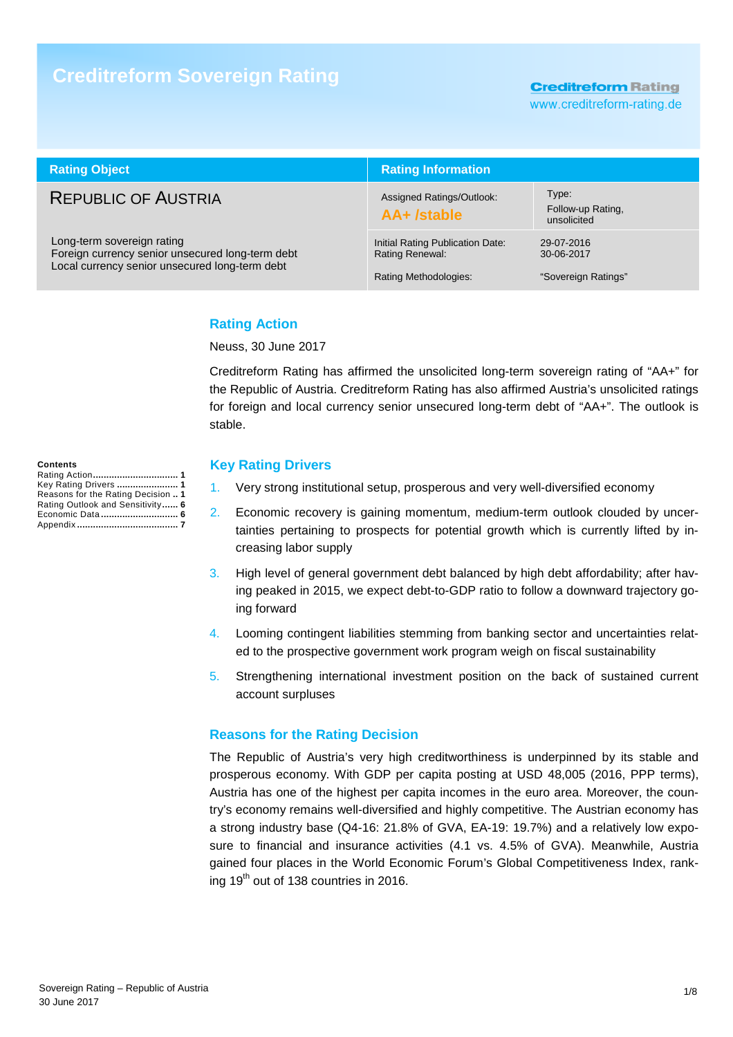# Creditreform Sovereign Rating

Creditreform Rating
www.creditreform-rating.de

| Rating Object | Rating Information | |
|---|---|---|
| REPUBLIC OF AUSTRIA | Assigned Ratings/Outlook: **AA+ /stable** | Type: Follow-up Rating, unsolicited |
| Long-term sovereign rating<br>Foreign currency senior unsecured long-term debt<br>Local currency senior unsecured long-term debt | Initial Rating Publication Date:<br>Rating Renewal:<br><br>Rating Methodologies: | 29-07-2016<br>30-06-2017<br><br>"Sovereign Ratings" |

**Contents**

- Rating Action ................................ 1
- Key Rating Drivers ........................ 1
- Reasons for the Rating Decision .. 1
- Rating Outlook and Sensitivity ...... 6
- Economic Data ............................. 6
- Appendix ...................................... 7

## Rating Action

Neuss, 30 June 2017

Creditreform Rating has affirmed the unsolicited long-term sovereign rating of "AA+" for the Republic of Austria. Creditreform Rating has also affirmed Austria's unsolicited ratings for foreign and local currency senior unsecured long-term debt of "AA+". The outlook is stable.

## Key Rating Drivers

1. Very strong institutional setup, prosperous and very well-diversified economy
2. Economic recovery is gaining momentum, medium-term outlook clouded by uncertainties pertaining to prospects for potential growth which is currently lifted by increasing labor supply
3. High level of general government debt balanced by high debt affordability; after having peaked in 2015, we expect debt-to-GDP ratio to follow a downward trajectory going forward
4. Looming contingent liabilities stemming from banking sector and uncertainties related to the prospective government work program weigh on fiscal sustainability
5. Strengthening international investment position on the back of sustained current account surpluses

## Reasons for the Rating Decision

The Republic of Austria's very high creditworthiness is underpinned by its stable and prosperous economy. With GDP per capita posting at USD 48,005 (2016, PPP terms), Austria has one of the highest per capita incomes in the euro area. Moreover, the country's economy remains well-diversified and highly competitive. The Austrian economy has a strong industry base (Q4-16: 21.8% of GVA, EA-19: 19.7%) and a relatively low exposure to financial and insurance activities (4.1 vs. 4.5% of GVA). Meanwhile, Austria gained four places in the World Economic Forum's Global Competitiveness Index, ranking 19th out of 138 countries in 2016.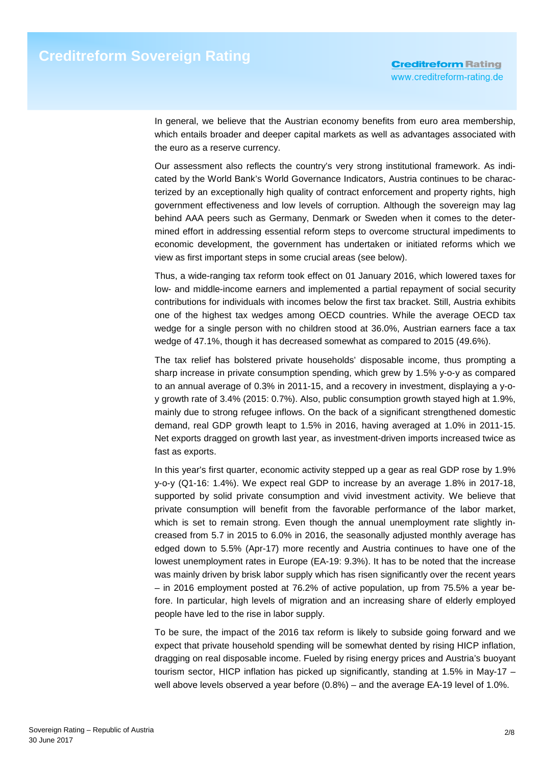In general, we believe that the Austrian economy benefits from euro area membership, which entails broader and deeper capital markets as well as advantages associated with the euro as a reserve currency.

Our assessment also reflects the country's very strong institutional framework. As indicated by the World Bank's World Governance Indicators, Austria continues to be characterized by an exceptionally high quality of contract enforcement and property rights, high government effectiveness and low levels of corruption. Although the sovereign may lag behind AAA peers such as Germany, Denmark or Sweden when it comes to the determined effort in addressing essential reform steps to overcome structural impediments to economic development, the government has undertaken or initiated reforms which we view as first important steps in some crucial areas (see below).

Thus, a wide-ranging tax reform took effect on 01 January 2016, which lowered taxes for low- and middle-income earners and implemented a partial repayment of social security contributions for individuals with incomes below the first tax bracket. Still, Austria exhibits one of the highest tax wedges among OECD countries. While the average OECD tax wedge for a single person with no children stood at 36.0%, Austrian earners face a tax wedge of 47.1%, though it has decreased somewhat as compared to 2015 (49.6%).

The tax relief has bolstered private households' disposable income, thus prompting a sharp increase in private consumption spending, which grew by 1.5% y-o-y as compared to an annual average of 0.3% in 2011-15, and a recovery in investment, displaying a y-o-y growth rate of 3.4% (2015: 0.7%). Also, public consumption growth stayed high at 1.9%, mainly due to strong refugee inflows. On the back of a significant strengthened domestic demand, real GDP growth leapt to 1.5% in 2016, having averaged at 1.0% in 2011-15. Net exports dragged on growth last year, as investment-driven imports increased twice as fast as exports.

In this year's first quarter, economic activity stepped up a gear as real GDP rose by 1.9% y-o-y (Q1-16: 1.4%). We expect real GDP to increase by an average 1.8% in 2017-18, supported by solid private consumption and vivid investment activity. We believe that private consumption will benefit from the favorable performance of the labor market, which is set to remain strong. Even though the annual unemployment rate slightly increased from 5.7 in 2015 to 6.0% in 2016, the seasonally adjusted monthly average has edged down to 5.5% (Apr-17) more recently and Austria continues to have one of the lowest unemployment rates in Europe (EA-19: 9.3%). It has to be noted that the increase was mainly driven by brisk labor supply which has risen significantly over the recent years – in 2016 employment posted at 76.2% of active population, up from 75.5% a year before. In particular, high levels of migration and an increasing share of elderly employed people have led to the rise in labor supply.

To be sure, the impact of the 2016 tax reform is likely to subside going forward and we expect that private household spending will be somewhat dented by rising HICP inflation, dragging on real disposable income. Fueled by rising energy prices and Austria's buoyant tourism sector, HICP inflation has picked up significantly, standing at 1.5% in May-17 – well above levels observed a year before (0.8%) – and the average EA-19 level of 1.0%.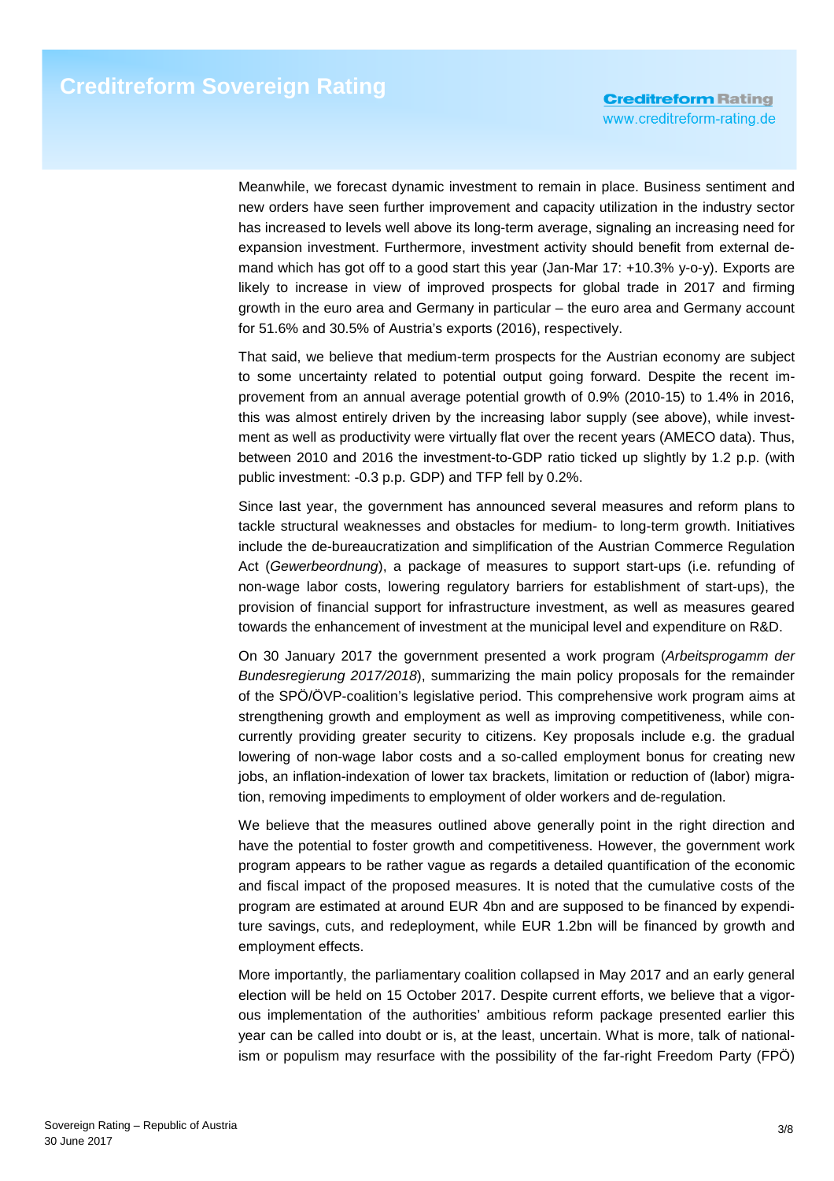Meanwhile, we forecast dynamic investment to remain in place. Business sentiment and new orders have seen further improvement and capacity utilization in the industry sector has increased to levels well above its long-term average, signaling an increasing need for expansion investment. Furthermore, investment activity should benefit from external demand which has got off to a good start this year (Jan-Mar 17: +10.3% y-o-y). Exports are likely to increase in view of improved prospects for global trade in 2017 and firming growth in the euro area and Germany in particular – the euro area and Germany account for 51.6% and 30.5% of Austria's exports (2016), respectively.

That said, we believe that medium-term prospects for the Austrian economy are subject to some uncertainty related to potential output going forward. Despite the recent improvement from an annual average potential growth of 0.9% (2010-15) to 1.4% in 2016, this was almost entirely driven by the increasing labor supply (see above), while investment as well as productivity were virtually flat over the recent years (AMECO data). Thus, between 2010 and 2016 the investment-to-GDP ratio ticked up slightly by 1.2 p.p. (with public investment: -0.3 p.p. GDP) and TFP fell by 0.2%.

Since last year, the government has announced several measures and reform plans to tackle structural weaknesses and obstacles for medium- to long-term growth. Initiatives include the de-bureaucratization and simplification of the Austrian Commerce Regulation Act (*Gewerbeordnung*), a package of measures to support start-ups (i.e. refunding of non-wage labor costs, lowering regulatory barriers for establishment of start-ups), the provision of financial support for infrastructure investment, as well as measures geared towards the enhancement of investment at the municipal level and expenditure on R&D.

On 30 January 2017 the government presented a work program (*Arbeitsprogamm der Bundesregierung 2017/2018*), summarizing the main policy proposals for the remainder of the SPÖ/ÖVP-coalition's legislative period. This comprehensive work program aims at strengthening growth and employment as well as improving competitiveness, while concurrently providing greater security to citizens. Key proposals include e.g. the gradual lowering of non-wage labor costs and a so-called employment bonus for creating new jobs, an inflation-indexation of lower tax brackets, limitation or reduction of (labor) migration, removing impediments to employment of older workers and de-regulation.

We believe that the measures outlined above generally point in the right direction and have the potential to foster growth and competitiveness. However, the government work program appears to be rather vague as regards a detailed quantification of the economic and fiscal impact of the proposed measures. It is noted that the cumulative costs of the program are estimated at around EUR 4bn and are supposed to be financed by expenditure savings, cuts, and redeployment, while EUR 1.2bn will be financed by growth and employment effects.

More importantly, the parliamentary coalition collapsed in May 2017 and an early general election will be held on 15 October 2017. Despite current efforts, we believe that a vigorous implementation of the authorities' ambitious reform package presented earlier this year can be called into doubt or is, at the least, uncertain. What is more, talk of nationalism or populism may resurface with the possibility of the far-right Freedom Party (FPÖ)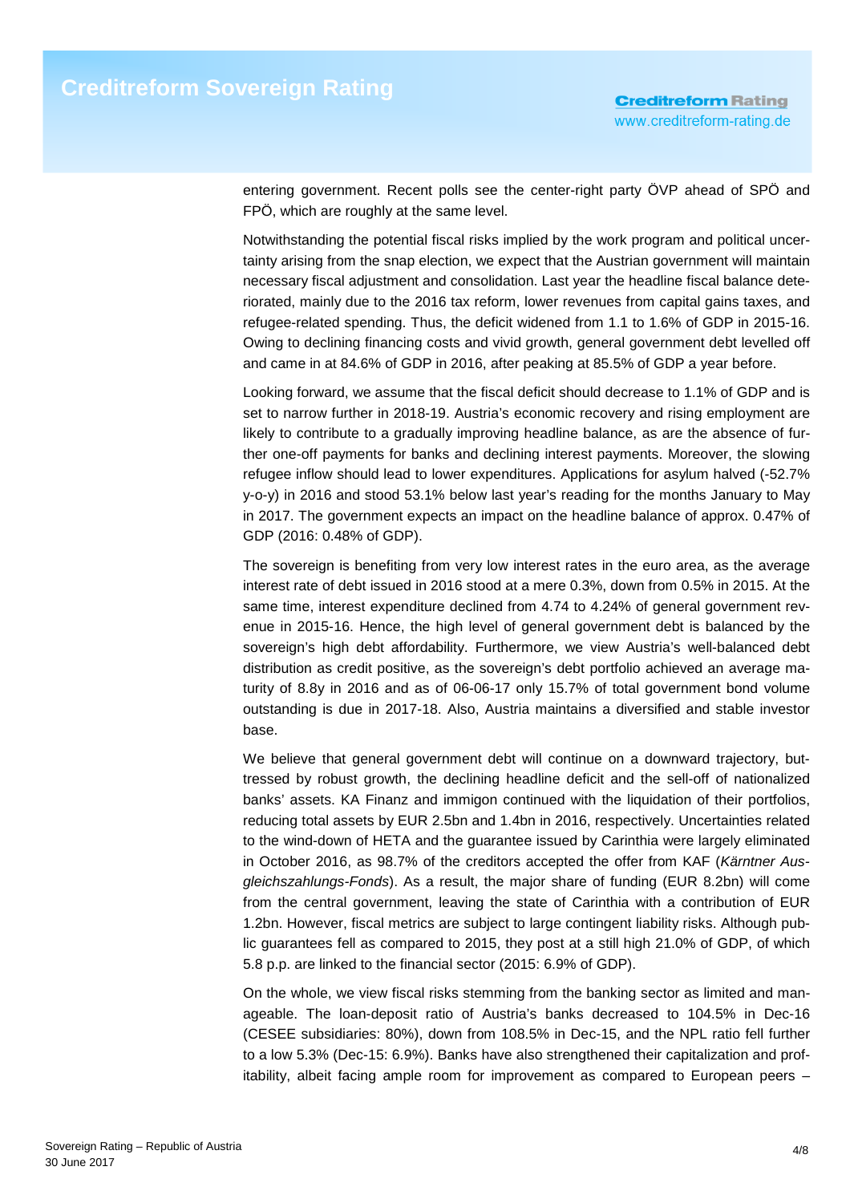entering government. Recent polls see the center-right party ÖVP ahead of SPÖ and FPÖ, which are roughly at the same level.

Notwithstanding the potential fiscal risks implied by the work program and political uncertainty arising from the snap election, we expect that the Austrian government will maintain necessary fiscal adjustment and consolidation. Last year the headline fiscal balance deteriorated, mainly due to the 2016 tax reform, lower revenues from capital gains taxes, and refugee-related spending. Thus, the deficit widened from 1.1 to 1.6% of GDP in 2015-16. Owing to declining financing costs and vivid growth, general government debt levelled off and came in at 84.6% of GDP in 2016, after peaking at 85.5% of GDP a year before.

Looking forward, we assume that the fiscal deficit should decrease to 1.1% of GDP and is set to narrow further in 2018-19. Austria's economic recovery and rising employment are likely to contribute to a gradually improving headline balance, as are the absence of further one-off payments for banks and declining interest payments. Moreover, the slowing refugee inflow should lead to lower expenditures. Applications for asylum halved (-52.7% y-o-y) in 2016 and stood 53.1% below last year's reading for the months January to May in 2017. The government expects an impact on the headline balance of approx. 0.47% of GDP (2016: 0.48% of GDP).

The sovereign is benefiting from very low interest rates in the euro area, as the average interest rate of debt issued in 2016 stood at a mere 0.3%, down from 0.5% in 2015. At the same time, interest expenditure declined from 4.74 to 4.24% of general government revenue in 2015-16. Hence, the high level of general government debt is balanced by the sovereign's high debt affordability. Furthermore, we view Austria's well-balanced debt distribution as credit positive, as the sovereign's debt portfolio achieved an average maturity of 8.8y in 2016 and as of 06-06-17 only 15.7% of total government bond volume outstanding is due in 2017-18. Also, Austria maintains a diversified and stable investor base.

We believe that general government debt will continue on a downward trajectory, buttressed by robust growth, the declining headline deficit and the sell-off of nationalized banks' assets. KA Finanz and immigon continued with the liquidation of their portfolios, reducing total assets by EUR 2.5bn and 1.4bn in 2016, respectively. Uncertainties related to the wind-down of HETA and the guarantee issued by Carinthia were largely eliminated in October 2016, as 98.7% of the creditors accepted the offer from KAF (*Kärntner Ausgleichszahlungs-Fonds*). As a result, the major share of funding (EUR 8.2bn) will come from the central government, leaving the state of Carinthia with a contribution of EUR 1.2bn. However, fiscal metrics are subject to large contingent liability risks. Although public guarantees fell as compared to 2015, they post at a still high 21.0% of GDP, of which 5.8 p.p. are linked to the financial sector (2015: 6.9% of GDP).

On the whole, we view fiscal risks stemming from the banking sector as limited and manageable. The loan-deposit ratio of Austria's banks decreased to 104.5% in Dec-16 (CESEE subsidiaries: 80%), down from 108.5% in Dec-15, and the NPL ratio fell further to a low 5.3% (Dec-15: 6.9%). Banks have also strengthened their capitalization and profitability, albeit facing ample room for improvement as compared to European peers –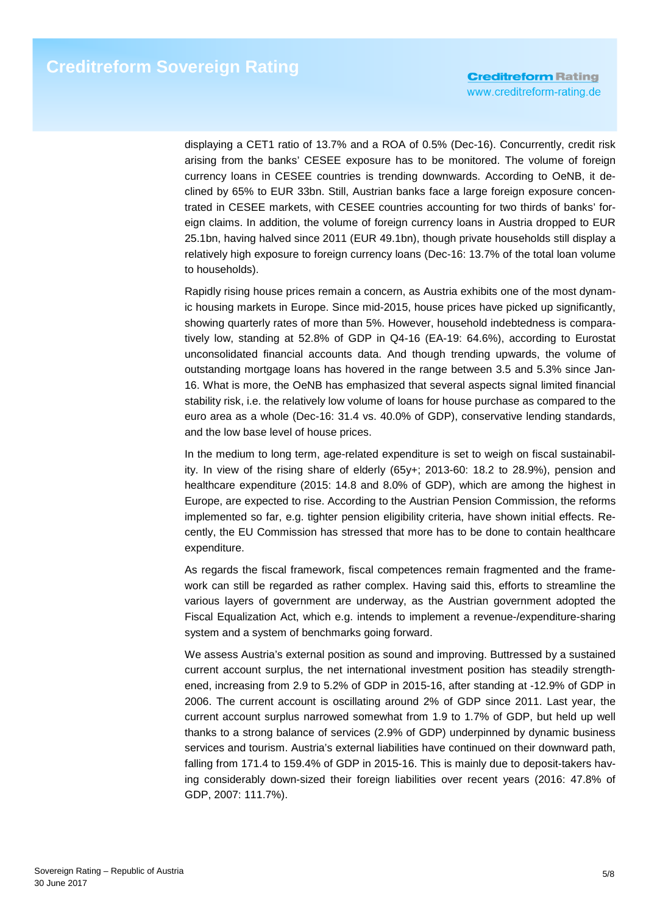displaying a CET1 ratio of 13.7% and a ROA of 0.5% (Dec-16). Concurrently, credit risk arising from the banks' CESEE exposure has to be monitored. The volume of foreign currency loans in CESEE countries is trending downwards. According to OeNB, it declined by 65% to EUR 33bn. Still, Austrian banks face a large foreign exposure concentrated in CESEE markets, with CESEE countries accounting for two thirds of banks' foreign claims. In addition, the volume of foreign currency loans in Austria dropped to EUR 25.1bn, having halved since 2011 (EUR 49.1bn), though private households still display a relatively high exposure to foreign currency loans (Dec-16: 13.7% of the total loan volume to households).

Rapidly rising house prices remain a concern, as Austria exhibits one of the most dynamic housing markets in Europe. Since mid-2015, house prices have picked up significantly, showing quarterly rates of more than 5%. However, household indebtedness is comparatively low, standing at 52.8% of GDP in Q4-16 (EA-19: 64.6%), according to Eurostat unconsolidated financial accounts data. And though trending upwards, the volume of outstanding mortgage loans has hovered in the range between 3.5 and 5.3% since Jan-16. What is more, the OeNB has emphasized that several aspects signal limited financial stability risk, i.e. the relatively low volume of loans for house purchase as compared to the euro area as a whole (Dec-16: 31.4 vs. 40.0% of GDP), conservative lending standards, and the low base level of house prices.

In the medium to long term, age-related expenditure is set to weigh on fiscal sustainability. In view of the rising share of elderly (65y+; 2013-60: 18.2 to 28.9%), pension and healthcare expenditure (2015: 14.8 and 8.0% of GDP), which are among the highest in Europe, are expected to rise. According to the Austrian Pension Commission, the reforms implemented so far, e.g. tighter pension eligibility criteria, have shown initial effects. Recently, the EU Commission has stressed that more has to be done to contain healthcare expenditure.

As regards the fiscal framework, fiscal competences remain fragmented and the framework can still be regarded as rather complex. Having said this, efforts to streamline the various layers of government are underway, as the Austrian government adopted the Fiscal Equalization Act, which e.g. intends to implement a revenue-/expenditure-sharing system and a system of benchmarks going forward.

We assess Austria's external position as sound and improving. Buttressed by a sustained current account surplus, the net international investment position has steadily strengthened, increasing from 2.9 to 5.2% of GDP in 2015-16, after standing at -12.9% of GDP in 2006. The current account is oscillating around 2% of GDP since 2011. Last year, the current account surplus narrowed somewhat from 1.9 to 1.7% of GDP, but held up well thanks to a strong balance of services (2.9% of GDP) underpinned by dynamic business services and tourism. Austria's external liabilities have continued on their downward path, falling from 171.4 to 159.4% of GDP in 2015-16. This is mainly due to deposit-takers having considerably down-sized their foreign liabilities over recent years (2016: 47.8% of GDP, 2007: 111.7%).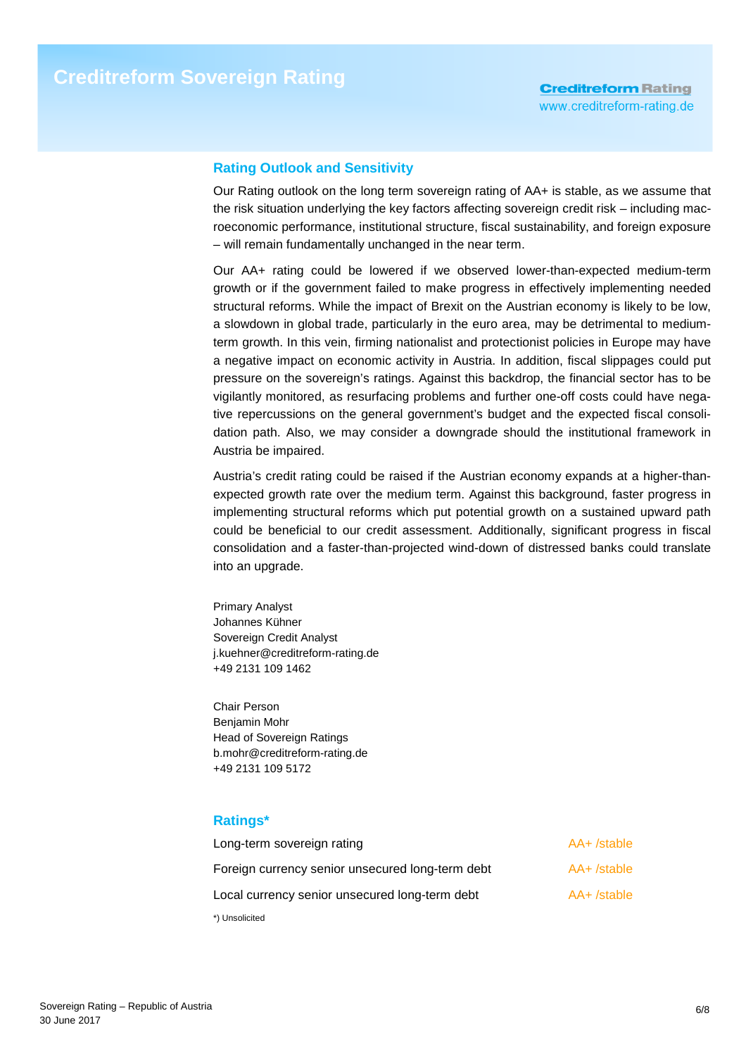## Rating Outlook and Sensitivity

Our Rating outlook on the long term sovereign rating of AA+ is stable, as we assume that the risk situation underlying the key factors affecting sovereign credit risk – including macroeconomic performance, institutional structure, fiscal sustainability, and foreign exposure – will remain fundamentally unchanged in the near term.

Our AA+ rating could be lowered if we observed lower-than-expected medium-term growth or if the government failed to make progress in effectively implementing needed structural reforms. While the impact of Brexit on the Austrian economy is likely to be low, a slowdown in global trade, particularly in the euro area, may be detrimental to medium-term growth. In this vein, firming nationalist and protectionist policies in Europe may have a negative impact on economic activity in Austria. In addition, fiscal slippages could put pressure on the sovereign's ratings. Against this backdrop, the financial sector has to be vigilantly monitored, as resurfacing problems and further one-off costs could have negative repercussions on the general government's budget and the expected fiscal consolidation path. Also, we may consider a downgrade should the institutional framework in Austria be impaired.

Austria's credit rating could be raised if the Austrian economy expands at a higher-than-expected growth rate over the medium term. Against this background, faster progress in implementing structural reforms which put potential growth on a sustained upward path could be beneficial to our credit assessment. Additionally, significant progress in fiscal consolidation and a faster-than-projected wind-down of distressed banks could translate into an upgrade.

Primary Analyst
Johannes Kühner
Sovereign Credit Analyst
j.kuehner@creditreform-rating.de
+49 2131 109 1462

Chair Person
Benjamin Mohr
Head of Sovereign Ratings
b.mohr@creditreform-rating.de
+49 2131 109 5172

## Ratings*

| | |
|---|---|
| Long-term sovereign rating | AA+ /stable |
| Foreign currency senior unsecured long-term debt | AA+ /stable |
| Local currency senior unsecured long-term debt | AA+ /stable |

*) Unsolicited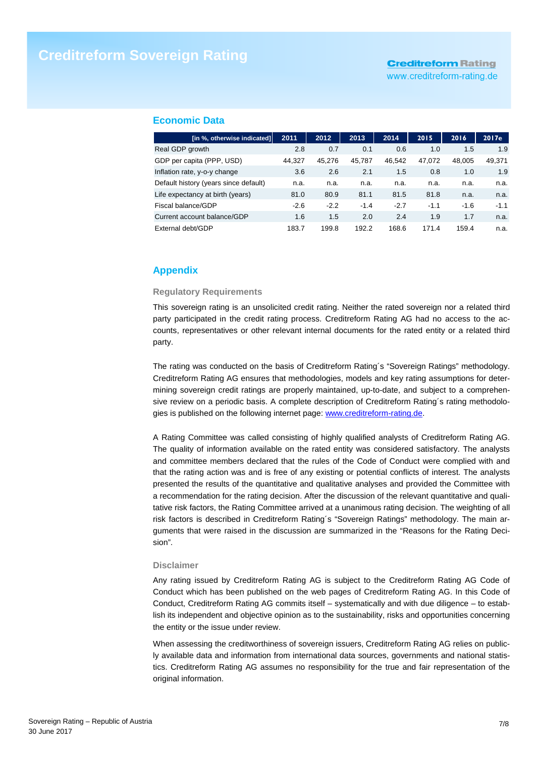## Economic Data

| [in %, otherwise indicated] | 2011 | 2012 | 2013 | 2014 | 2015 | 2016 | 2017e |
|---|---|---|---|---|---|---|---|
| Real GDP growth | 2.8 | 0.7 | 0.1 | 0.6 | 1.0 | 1.5 | 1.9 |
| GDP per capita (PPP, USD) | 44,327 | 45,276 | 45,787 | 46,542 | 47,072 | 48,005 | 49,371 |
| Inflation rate, y-o-y change | 3.6 | 2.6 | 2.1 | 1.5 | 0.8 | 1.0 | 1.9 |
| Default history (years since default) | n.a. | n.a. | n.a. | n.a. | n.a. | n.a. | n.a. |
| Life expectancy at birth (years) | 81.0 | 80.9 | 81.1 | 81.5 | 81.8 | n.a. | n.a. |
| Fiscal balance/GDP | -2.6 | -2.2 | -1.4 | -2.7 | -1.1 | -1.6 | -1.1 |
| Current account balance/GDP | 1.6 | 1.5 | 2.0 | 2.4 | 1.9 | 1.7 | n.a. |
| External debt/GDP | 183.7 | 199.8 | 192.2 | 168.6 | 171.4 | 159.4 | n.a. |

## Appendix

### Regulatory Requirements

This sovereign rating is an unsolicited credit rating. Neither the rated sovereign nor a related third party participated in the credit rating process. Creditreform Rating AG had no access to the accounts, representatives or other relevant internal documents for the rated entity or a related third party.

The rating was conducted on the basis of Creditreform Rating´s "Sovereign Ratings" methodology. Creditreform Rating AG ensures that methodologies, models and key rating assumptions for determining sovereign credit ratings are properly maintained, up-to-date, and subject to a comprehensive review on a periodic basis. A complete description of Creditreform Rating´s rating methodologies is published on the following internet page: www.creditreform-rating.de.

A Rating Committee was called consisting of highly qualified analysts of Creditreform Rating AG. The quality of information available on the rated entity was considered satisfactory. The analysts and committee members declared that the rules of the Code of Conduct were complied with and that the rating action was and is free of any existing or potential conflicts of interest. The analysts presented the results of the quantitative and qualitative analyses and provided the Committee with a recommendation for the rating decision. After the discussion of the relevant quantitative and qualitative risk factors, the Rating Committee arrived at a unanimous rating decision. The weighting of all risk factors is described in Creditreform Rating´s "Sovereign Ratings" methodology. The main arguments that were raised in the discussion are summarized in the "Reasons for the Rating Decision".

### Disclaimer

Any rating issued by Creditreform Rating AG is subject to the Creditreform Rating AG Code of Conduct which has been published on the web pages of Creditreform Rating AG. In this Code of Conduct, Creditreform Rating AG commits itself – systematically and with due diligence – to establish its independent and objective opinion as to the sustainability, risks and opportunities concerning the entity or the issue under review.

When assessing the creditworthiness of sovereign issuers, Creditreform Rating AG relies on publicly available data and information from international data sources, governments and national statistics. Creditreform Rating AG assumes no responsibility for the true and fair representation of the original information.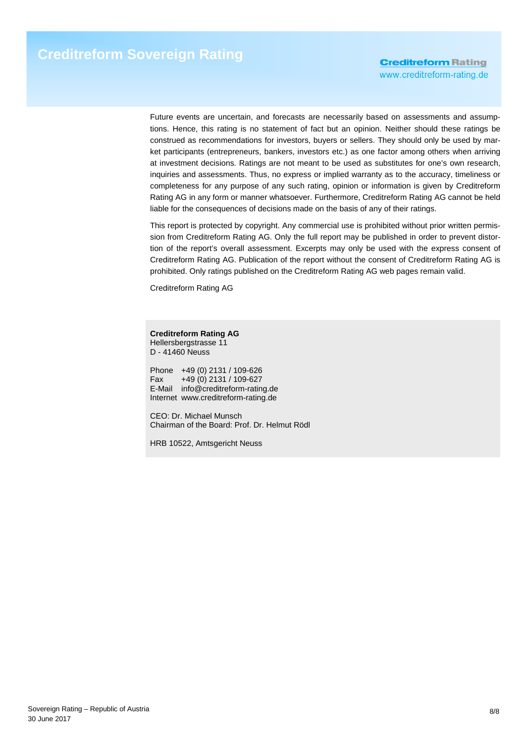Future events are uncertain, and forecasts are necessarily based on assessments and assumptions. Hence, this rating is no statement of fact but an opinion. Neither should these ratings be construed as recommendations for investors, buyers or sellers. They should only be used by market participants (entrepreneurs, bankers, investors etc.) as one factor among others when arriving at investment decisions. Ratings are not meant to be used as substitutes for one's own research, inquiries and assessments. Thus, no express or implied warranty as to the accuracy, timeliness or completeness for any purpose of any such rating, opinion or information is given by Creditreform Rating AG in any form or manner whatsoever. Furthermore, Creditreform Rating AG cannot be held liable for the consequences of decisions made on the basis of any of their ratings.

This report is protected by copyright. Any commercial use is prohibited without prior written permission from Creditreform Rating AG. Only the full report may be published in order to prevent distortion of the report's overall assessment. Excerpts may only be used with the express consent of Creditreform Rating AG. Publication of the report without the consent of Creditreform Rating AG is prohibited. Only ratings published on the Creditreform Rating AG web pages remain valid.

Creditreform Rating AG

**Creditreform Rating AG**
Hellersbergstrasse 11
D - 41460 Neuss

Phone +49 (0) 2131 / 109-626
Fax +49 (0) 2131 / 109-627
E-Mail info@creditreform-rating.de
Internet www.creditreform-rating.de

CEO: Dr. Michael Munsch
Chairman of the Board: Prof. Dr. Helmut Rödl

HRB 10522, Amtsgericht Neuss